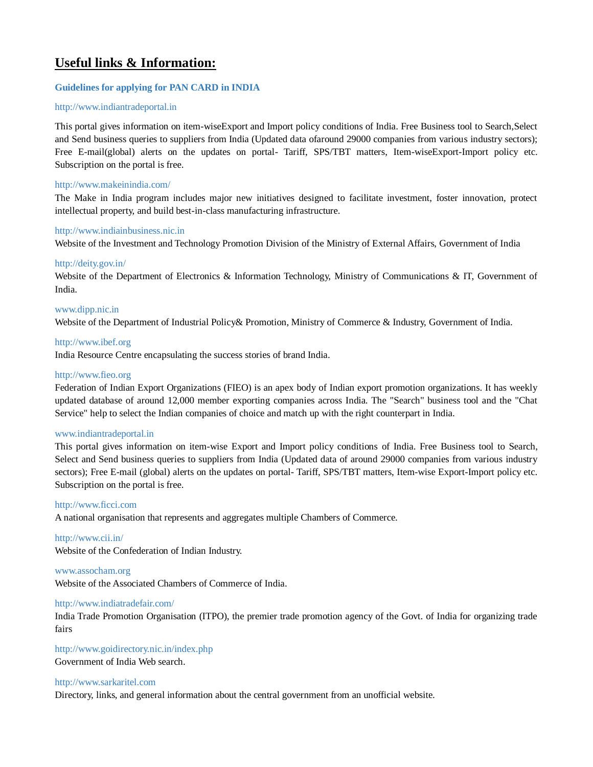# Useful links & Information:

**Guidelines for applying for PAN CARD in INDIA**

http://www.indiantradeportal.in

This portal gives information on item-wiseExport and Import policy conditions of India. Free Business tool to Search,Select and Send business queries to suppliers from India (Updated data ofaround 29000 companies from various industry sectors); Free E-mail(global) alerts on the updates on portal- Tariff, SPS/TBT matters, Item-wiseExport-Import policy etc. Subscription on the portal is free.

http://www.makeinindia.com/

The Make in India program includes major new initiatives designed to facilitate investment, foster innovation, protect intellectual property, and build best-in-class manufacturing infrastructure.

http://www.indiainbusiness.nic.in

Website of the Investment and Technology Promotion Division of the Ministry of External Affairs, Government of India

http://deity.gov.in/

Website of the Department of Electronics & Information Technology, Ministry of Communications & IT, Government of India.

www.dipp.nic.in

Website of the Department of Industrial Policy& Promotion, Ministry of Commerce & Industry, Government of India.

http://www.ibef.org

India Resource Centre encapsulating the success stories of brand India.

http://www.fieo.org

Federation of Indian Export Organizations (FIEO) is an apex body of Indian export promotion organizations. It has weekly updated database of around 12,000 member exporting companies across India. The "Search" business tool and the "Chat Service" help to select the Indian companies of choice and match up with the right counterpart in India.

www.indiantradeportal.in

This portal gives information on item-wise Export and Import policy conditions of India. Free Business tool to Search, Select and Send business queries to suppliers from India (Updated data of around 29000 companies from various industry sectors); Free E-mail (global) alerts on the updates on portal- Tariff, SPS/TBT matters, Item-wise Export-Import policy etc. Subscription on the portal is free.

http://www.ficci.com

A national organisation that represents and aggregates multiple Chambers of Commerce.

http://www.cii.in/

Website of the Confederation of Indian Industry.

www.assocham.org

Website of the Associated Chambers of Commerce of India.

http://www.indiatradefair.com/

India Trade Promotion Organisation (ITPO), the premier trade promotion agency of the Govt. of India for organizing trade fairs

http://www.goidirectory.nic.in/index.php

Government of India Web search.

http://www.sarkaritel.com

Directory, links, and general information about the central government from an unofficial website.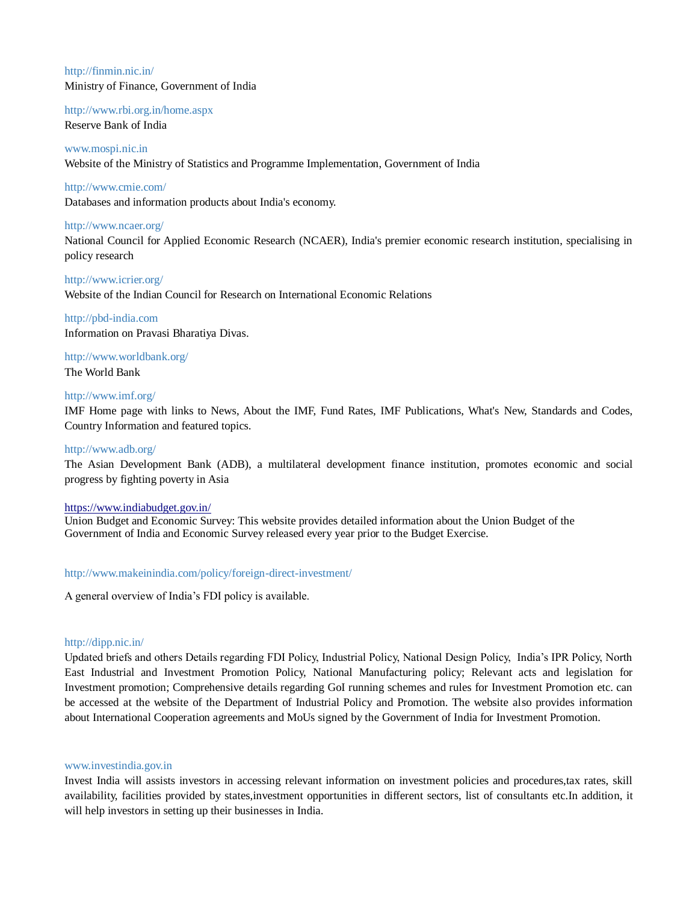http://finmin.nic.in/
Ministry of Finance, Government of India

http://www.rbi.org.in/home.aspx
Reserve Bank of India

www.mospi.nic.in
Website of the Ministry of Statistics and Programme Implementation, Government of India

http://www.cmie.com/
Databases and information products about India's economy.

http://www.ncaer.org/
National Council for Applied Economic Research (NCAER), India's premier economic research institution, specialising in policy research

http://www.icrier.org/
Website of the Indian Council for Research on International Economic Relations

http://pbd-india.com
Information on Pravasi Bharatiya Divas.

http://www.worldbank.org/
The World Bank

http://www.imf.org/
IMF Home page with links to News, About the IMF, Fund Rates, IMF Publications, What's New, Standards and Codes, Country Information and featured topics.

http://www.adb.org/
The Asian Development Bank (ADB), a multilateral development finance institution, promotes economic and social progress by fighting poverty in Asia

https://www.indiabudget.gov.in/
Union Budget and Economic Survey: This website provides detailed information about the Union Budget of the Government of India and Economic Survey released every year prior to the Budget Exercise.

http://www.makeinindia.com/policy/foreign-direct-investment/

A general overview of India's FDI policy is available.

http://dipp.nic.in/
Updated briefs and others Details regarding FDI Policy, Industrial Policy, National Design Policy, India's IPR Policy, North East Industrial and Investment Promotion Policy, National Manufacturing policy; Relevant acts and legislation for Investment promotion; Comprehensive details regarding GoI running schemes and rules for Investment Promotion etc. can be accessed at the website of the Department of Industrial Policy and Promotion. The website also provides information about International Cooperation agreements and MoUs signed by the Government of India for Investment Promotion.

www.investindia.gov.in
Invest India will assists investors in accessing relevant information on investment policies and procedures,tax rates, skill availability, facilities provided by states,investment opportunities in different sectors, list of consultants etc.In addition, it will help investors in setting up their businesses in India.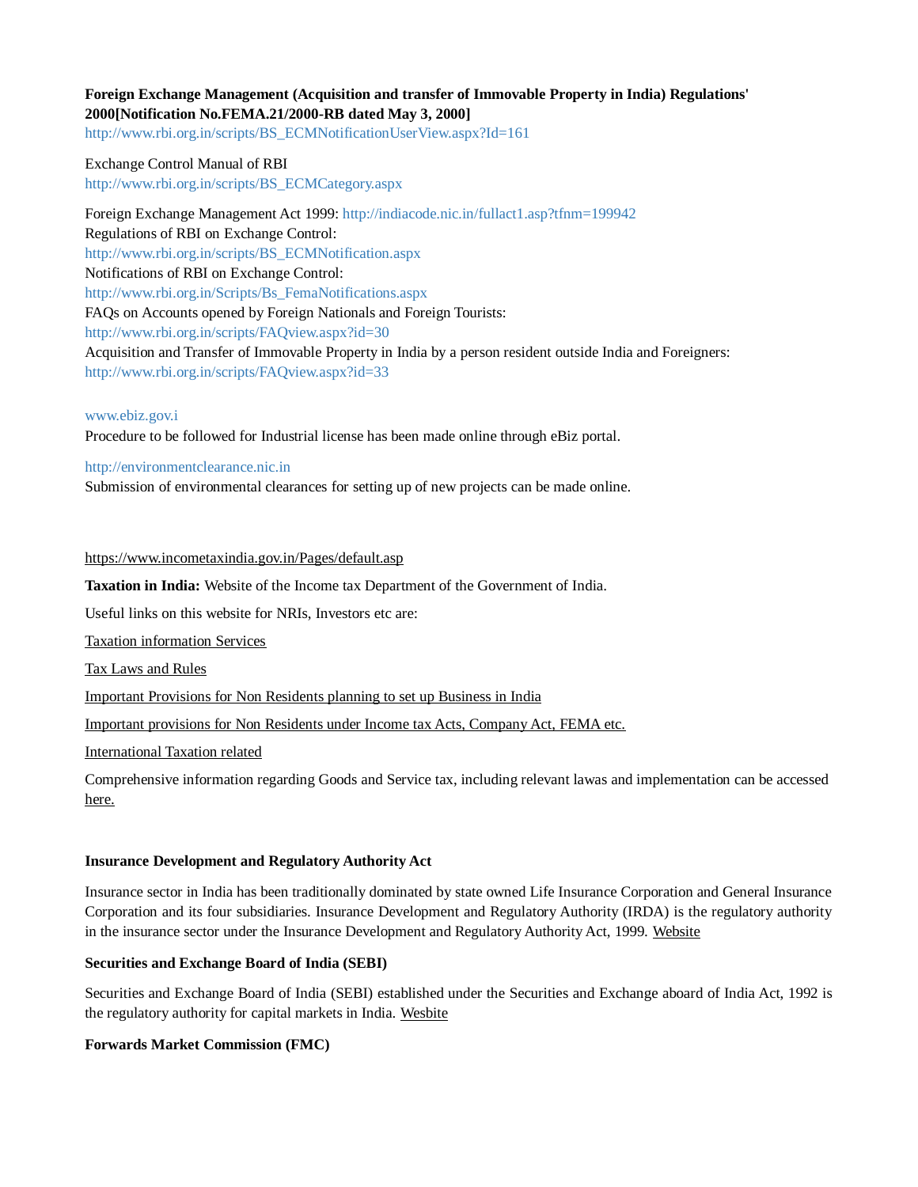**Foreign Exchange Management (Acquisition and transfer of Immovable Property in India) Regulations' 2000[Notification No.FEMA.21/2000-RB dated May 3, 2000]**
http://www.rbi.org.in/scripts/BS_ECMNotificationUserView.aspx?Id=161

Exchange Control Manual of RBI
http://www.rbi.org.in/scripts/BS_ECMCategory.aspx

Foreign Exchange Management Act 1999: http://indiacode.nic.in/fullact1.asp?tfnm=199942
Regulations of RBI on Exchange Control:
http://www.rbi.org.in/scripts/BS_ECMNotification.aspx
Notifications of RBI on Exchange Control:
http://www.rbi.org.in/Scripts/Bs_FemaNotifications.aspx
FAQs on Accounts opened by Foreign Nationals and Foreign Tourists:
http://www.rbi.org.in/scripts/FAQview.aspx?id=30
Acquisition and Transfer of Immovable Property in India by a person resident outside India and Foreigners:
http://www.rbi.org.in/scripts/FAQview.aspx?id=33

www.ebiz.gov.i
Procedure to be followed for Industrial license has been made online through eBiz portal.

http://environmentclearance.nic.in
Submission of environmental clearances for setting up of new projects can be made online.

https://www.incometaxindia.gov.in/Pages/default.asp

**Taxation in India:** Website of the Income tax Department of the Government of India.

Useful links on this website for NRIs, Investors etc are:

Taxation information Services

Tax Laws and Rules

Important Provisions for Non Residents planning to set up Business in India

Important provisions for Non Residents under Income tax Acts, Company Act, FEMA etc.

International Taxation related

Comprehensive information regarding Goods and Service tax, including relevant lawas and implementation can be accessed here.

**Insurance Development and Regulatory Authority Act**

Insurance sector in India has been traditionally dominated by state owned Life Insurance Corporation and General Insurance Corporation and its four subsidiaries. Insurance Development and Regulatory Authority (IRDA) is the regulatory authority in the insurance sector under the Insurance Development and Regulatory Authority Act, 1999. Website

**Securities and Exchange Board of India (SEBI)**

Securities and Exchange Board of India (SEBI) established under the Securities and Exchange aboard of India Act, 1992 is the regulatory authority for capital markets in India. Wesbite

**Forwards Market Commission (FMC)**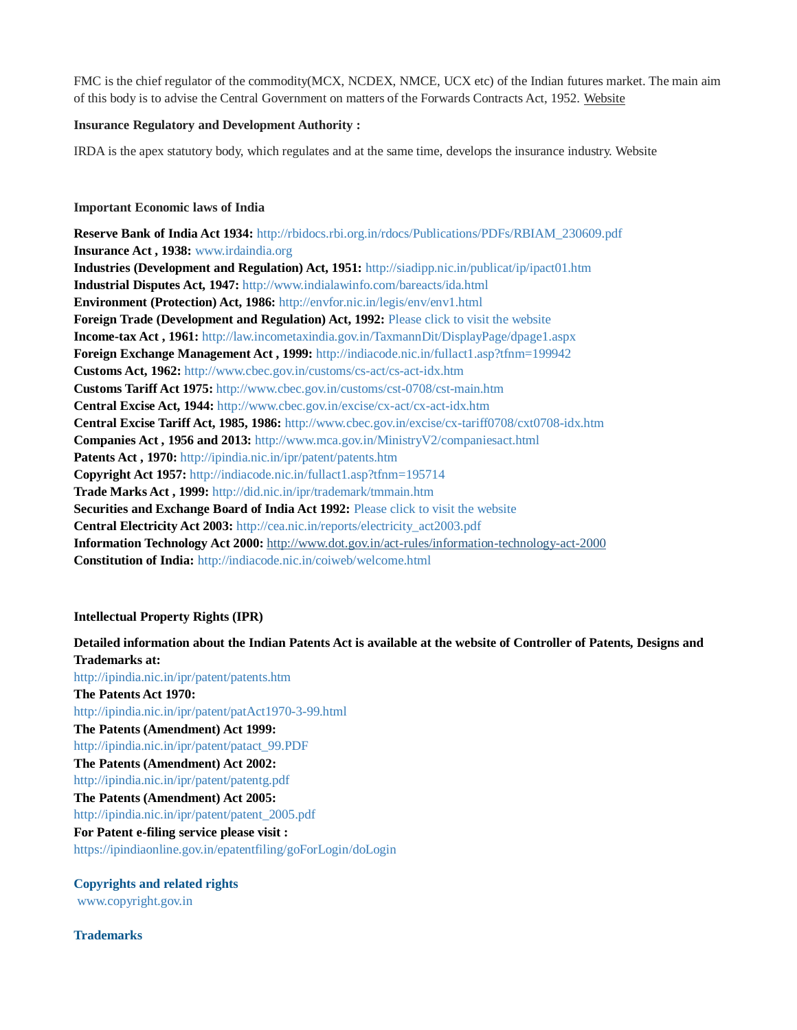FMC is the chief regulator of the commodity(MCX, NCDEX, NMCE, UCX etc) of the Indian futures market. The main aim of this body is to advise the Central Government on matters of the Forwards Contracts Act, 1952. Website

**Insurance Regulatory and Development Authority :**

IRDA is the apex statutory body, which regulates and at the same time, develops the insurance industry. Website

**Important Economic laws of India**

**Reserve Bank of India Act 1934:** http://rbidocs.rbi.org.in/rdocs/Publications/PDFs/RBIAM_230609.pdf
**Insurance Act , 1938:** www.irdaindia.org
**Industries (Development and Regulation) Act, 1951:** http://siadipp.nic.in/publicat/ip/ipact01.htm
**Industrial Disputes Act, 1947:** http://www.indialawinfo.com/bareacts/ida.html
**Environment (Protection) Act, 1986:** http://envfor.nic.in/legis/env/env1.html
**Foreign Trade (Development and Regulation) Act, 1992:** Please click to visit the website
**Income-tax Act , 1961:** http://law.incometaxindia.gov.in/TaxmannDit/DisplayPage/dpage1.aspx
**Foreign Exchange Management Act , 1999:** http://indiacode.nic.in/fullact1.asp?tfnm=199942
**Customs Act, 1962:** http://www.cbec.gov.in/customs/cs-act/cs-act-idx.htm
**Customs Tariff Act 1975:** http://www.cbec.gov.in/customs/cst-0708/cst-main.htm
**Central Excise Act, 1944:** http://www.cbec.gov.in/excise/cx-act/cx-act-idx.htm
**Central Excise Tariff Act, 1985, 1986:** http://www.cbec.gov.in/excise/cx-tariff0708/cxt0708-idx.htm
**Companies Act , 1956 and 2013:** http://www.mca.gov.in/MinistryV2/companiesact.html
**Patents Act , 1970:** http://ipindia.nic.in/ipr/patent/patents.htm
**Copyright Act 1957:** http://indiacode.nic.in/fullact1.asp?tfnm=195714
**Trade Marks Act , 1999:** http://did.nic.in/ipr/trademark/tmmain.htm
**Securities and Exchange Board of India Act 1992:** Please click to visit the website
**Central Electricity Act 2003:** http://cea.nic.in/reports/electricity_act2003.pdf
**Information Technology Act 2000:** http://www.dot.gov.in/act-rules/information-technology-act-2000
**Constitution of India:** http://indiacode.nic.in/coiweb/welcome.html

**Intellectual Property Rights (IPR)**

**Detailed information about the Indian Patents Act is available at the website of Controller of Patents, Designs and Trademarks at:**
http://ipindia.nic.in/ipr/patent/patents.htm
**The Patents Act 1970:**
http://ipindia.nic.in/ipr/patent/patAct1970-3-99.html
**The Patents (Amendment) Act 1999:**
http://ipindia.nic.in/ipr/patent/patact_99.PDF
**The Patents (Amendment) Act 2002:**
http://ipindia.nic.in/ipr/patent/patentg.pdf
**The Patents (Amendment) Act 2005:**
http://ipindia.nic.in/ipr/patent/patent_2005.pdf
**For Patent e-filing service please visit :**
https://ipindiaonline.gov.in/epatentfiling/goForLogin/doLogin

**Copyrights and related rights**
www.copyright.gov.in

**Trademarks**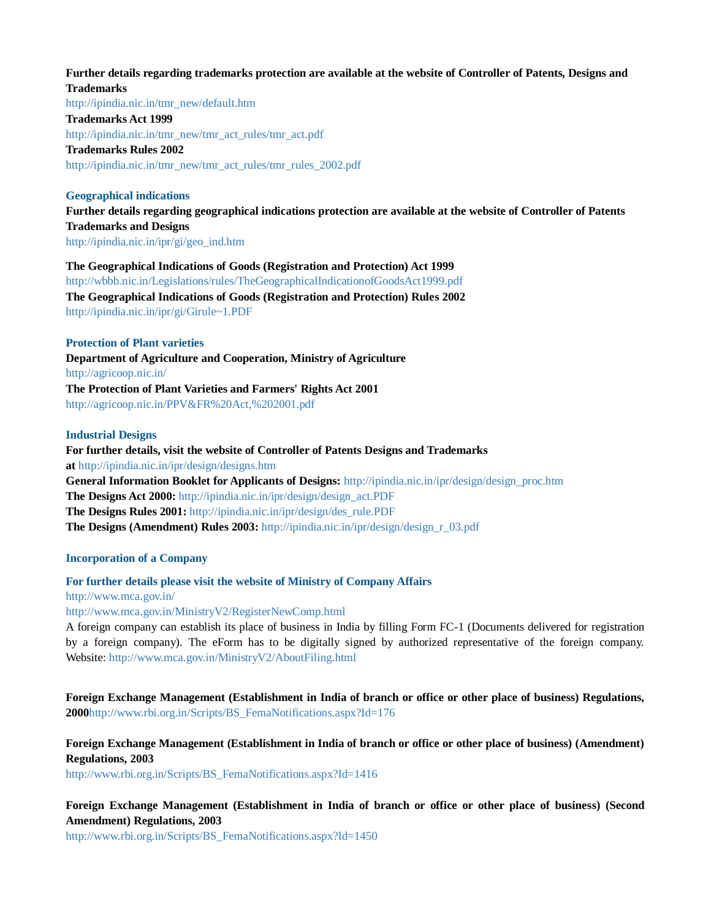**Further details regarding trademarks protection are available at the website of Controller of Patents, Designs and Trademarks**
http://ipindia.nic.in/tmr_new/default.htm

**Trademarks Act 1999**
http://ipindia.nic.in/tmr_new/tmr_act_rules/tmr_act.pdf

**Trademarks Rules 2002**
http://ipindia.nic.in/tmr_new/tmr_act_rules/tmr_rules_2002.pdf

### Geographical indications

**Further details regarding geographical indications protection are available at the website of Controller of Patents Trademarks and Designs**
http://ipindia.nic.in/ipr/gi/geo_ind.htm

**The Geographical Indications of Goods (Registration and Protection) Act 1999**
http://wbbb.nic.in/Legislations/rules/TheGeographicalIndicationofGoodsAct1999.pdf

**The Geographical Indications of Goods (Registration and Protection) Rules 2002**
http://ipindia.nic.in/ipr/gi/Girule~1.PDF

### Protection of Plant varieties

**Department of Agriculture and Cooperation, Ministry of Agriculture**
http://agricoop.nic.in/

**The Protection of Plant Varieties and Farmers' Rights Act 2001**
http://agricoop.nic.in/PPV&FR%20Act,%202001.pdf

### Industrial Designs

**For further details, visit the website of Controller of Patents Designs and Trademarks at** http://ipindia.nic.in/ipr/design/designs.htm

**General Information Booklet for Applicants of Designs:** http://ipindia.nic.in/ipr/design/design_proc.htm

**The Designs Act 2000:** http://ipindia.nic.in/ipr/design/design_act.PDF

**The Designs Rules 2001:** http://ipindia.nic.in/ipr/design/des_rule.PDF

**The Designs (Amendment) Rules 2003:** http://ipindia.nic.in/ipr/design/design_r_03.pdf

### Incorporation of a Company

**For further details please visit the website of Ministry of Company Affairs**
http://www.mca.gov.in/
http://www.mca.gov.in/MinistryV2/RegisterNewComp.html

A foreign company can establish its place of business in India by filling Form FC-1 (Documents delivered for registration by a foreign company). The eForm has to be digitally signed by authorized representative of the foreign company. Website: http://www.mca.gov.in/MinistryV2/AboutFiling.html

**Foreign Exchange Management (Establishment in India of branch or office or other place of business) Regulations, 2000**http://www.rbi.org.in/Scripts/BS_FemaNotifications.aspx?Id=176

**Foreign Exchange Management (Establishment in India of branch or office or other place of business) (Amendment) Regulations, 2003**
http://www.rbi.org.in/Scripts/BS_FemaNotifications.aspx?Id=1416

**Foreign Exchange Management (Establishment in India of branch or office or other place of business) (Second Amendment) Regulations, 2003**
http://www.rbi.org.in/Scripts/BS_FemaNotifications.aspx?Id=1450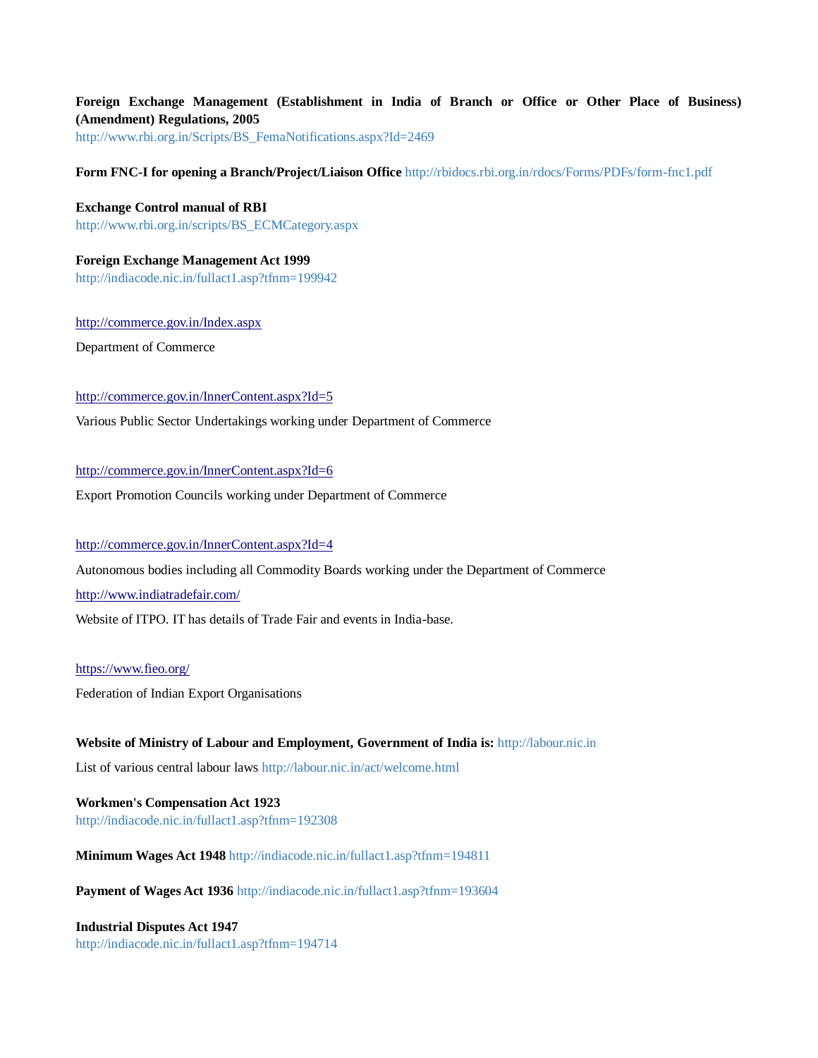**Foreign Exchange Management (Establishment in India of Branch or Office or Other Place of Business) (Amendment) Regulations, 2005**
http://www.rbi.org.in/Scripts/BS_FemaNotifications.aspx?Id=2469

**Form FNC-I for opening a Branch/Project/Liaison Office** http://rbidocs.rbi.org.in/rdocs/Forms/PDFs/form-fnc1.pdf

**Exchange Control manual of RBI**
http://www.rbi.org.in/scripts/BS_ECMCategory.aspx

**Foreign Exchange Management Act 1999**
http://indiacode.nic.in/fullact1.asp?tfnm=199942

http://commerce.gov.in/Index.aspx

Department of Commerce

http://commerce.gov.in/InnerContent.aspx?Id=5

Various Public Sector Undertakings working under Department of Commerce

http://commerce.gov.in/InnerContent.aspx?Id=6

Export Promotion Councils working under Department of Commerce

http://commerce.gov.in/InnerContent.aspx?Id=4

Autonomous bodies including all Commodity Boards working under the Department of Commerce

http://www.indiatradefair.com/

Website of ITPO. IT has details of Trade Fair and events in India-base.

https://www.fieo.org/

Federation of Indian Export Organisations

**Website of Ministry of Labour and Employment, Government of India is:** http://labour.nic.in

List of various central labour laws http://labour.nic.in/act/welcome.html

**Workmen's Compensation Act 1923**
http://indiacode.nic.in/fullact1.asp?tfnm=192308

**Minimum Wages Act 1948** http://indiacode.nic.in/fullact1.asp?tfnm=194811

**Payment of Wages Act 1936** http://indiacode.nic.in/fullact1.asp?tfnm=193604

**Industrial Disputes Act 1947**
http://indiacode.nic.in/fullact1.asp?tfnm=194714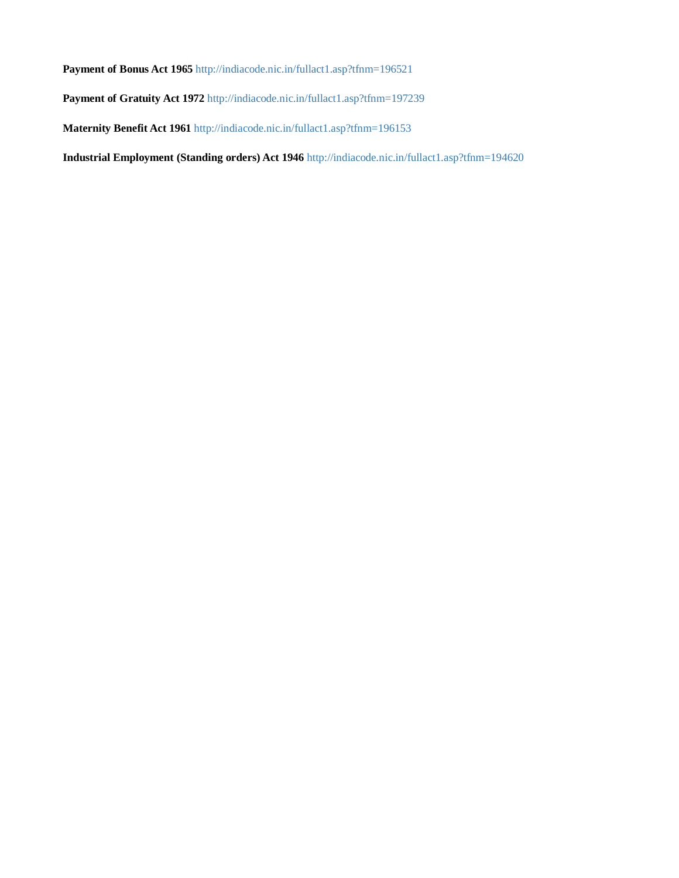**Payment of Bonus Act 1965** http://indiacode.nic.in/fullact1.asp?tfnm=196521

**Payment of Gratuity Act 1972** http://indiacode.nic.in/fullact1.asp?tfnm=197239

**Maternity Benefit Act 1961** http://indiacode.nic.in/fullact1.asp?tfnm=196153

**Industrial Employment (Standing orders) Act 1946** http://indiacode.nic.in/fullact1.asp?tfnm=194620